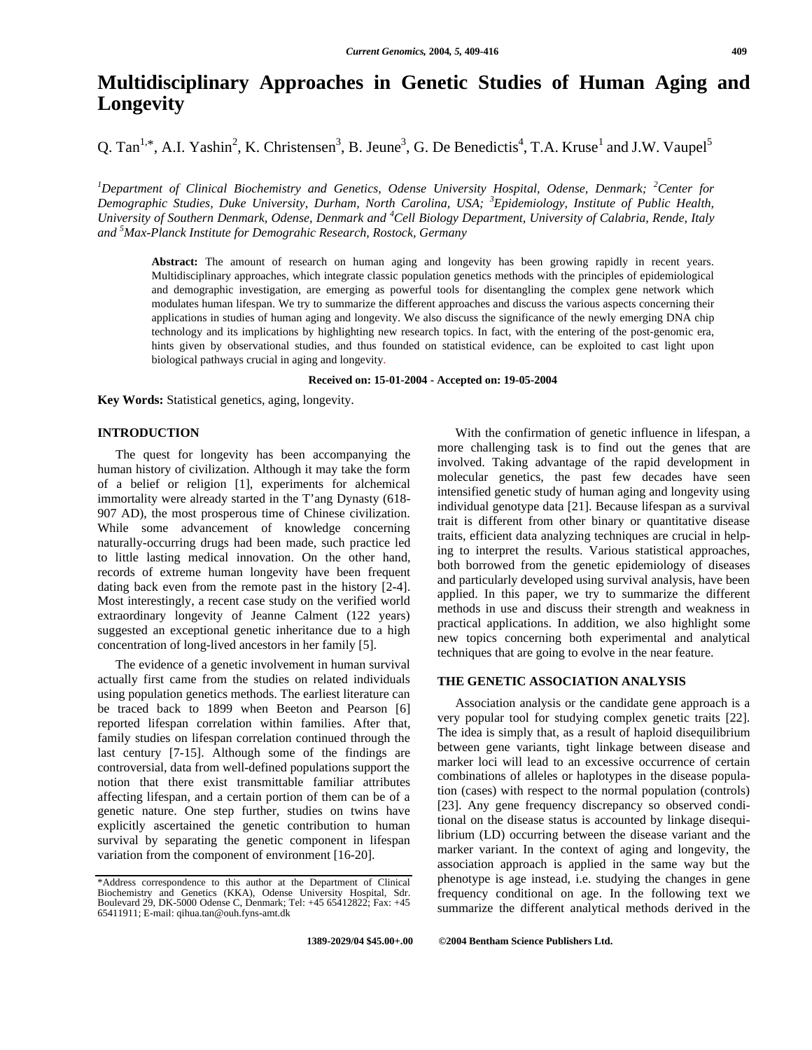# Multidisciplinary Approaches in Genetic Studies of Human Aging and Longevity

Q. Tan[1,*], A.I. Yashin[2], K. Christensen[3], B. Jeune[3], G. De Benedictis[4], T.A. Kruse[1] and J.W. Vaupel[5]

*[1]Department of Clinical Biochemistry and Genetics, Odense University Hospital, Odense, Denmark; [2]Center for Demographic Studies, Duke University, Durham, North Carolina, USA; [3]Epidemiology, Institute of Public Health, University of Southern Denmark, Odense, Denmark and [4]Cell Biology Department, University of Calabria, Rende, Italy and [5]Max-Planck Institute for Demograhic Research, Rostock, Germany*

**Abstract:** The amount of research on human aging and longevity has been growing rapidly in recent years. Multidisciplinary approaches, which integrate classic population genetics methods with the principles of epidemiological and demographic investigation, are emerging as powerful tools for disentangling the complex gene network which modulates human lifespan. We try to summarize the different approaches and discuss the various aspects concerning their applications in studies of human aging and longevity. We also discuss the significance of the newly emerging DNA chip technology and its implications by highlighting new research topics. In fact, with the entering of the post-genomic era, hints given by observational studies, and thus founded on statistical evidence, can be exploited to cast light upon biological pathways crucial in aging and longevity.

**Received on: 15-01-2004 - Accepted on: 19-05-2004**

**Key Words:** Statistical genetics, aging, longevity.

## INTRODUCTION

The quest for longevity has been accompanying the human history of civilization. Although it may take the form of a belief or religion [1], experiments for alchemical immortality were already started in the T'ang Dynasty (618-907 AD), the most prosperous time of Chinese civilization. While some advancement of knowledge concerning naturally-occurring drugs had been made, such practice led to little lasting medical innovation. On the other hand, records of extreme human longevity have been frequent dating back even from the remote past in the history [2-4]. Most interestingly, a recent case study on the verified world extraordinary longevity of Jeanne Calment (122 years) suggested an exceptional genetic inheritance due to a high concentration of long-lived ancestors in her family [5].

The evidence of a genetic involvement in human survival actually first came from the studies on related individuals using population genetics methods. The earliest literature can be traced back to 1899 when Beeton and Pearson [6] reported lifespan correlation within families. After that, family studies on lifespan correlation continued through the last century [7-15]. Although some of the findings are controversial, data from well-defined populations support the notion that there exist transmittable familiar attributes affecting lifespan, and a certain portion of them can be of a genetic nature. One step further, studies on twins have explicitly ascertained the genetic contribution to human survival by separating the genetic component in lifespan variation from the component of environment [16-20].

With the confirmation of genetic influence in lifespan, a more challenging task is to find out the genes that are involved. Taking advantage of the rapid development in molecular genetics, the past few decades have seen intensified genetic study of human aging and longevity using individual genotype data [21]. Because lifespan as a survival trait is different from other binary or quantitative disease traits, efficient data analyzing techniques are crucial in helping to interpret the results. Various statistical approaches, both borrowed from the genetic epidemiology of diseases and particularly developed using survival analysis, have been applied. In this paper, we try to summarize the different methods in use and discuss their strength and weakness in practical applications. In addition, we also highlight some new topics concerning both experimental and analytical techniques that are going to evolve in the near feature.

## THE GENETIC ASSOCIATION ANALYSIS

Association analysis or the candidate gene approach is a very popular tool for studying complex genetic traits [22]. The idea is simply that, as a result of haploid disequilibrium between gene variants, tight linkage between disease and marker loci will lead to an excessive occurrence of certain combinations of alleles or haplotypes in the disease population (cases) with respect to the normal population (controls) [23]. Any gene frequency discrepancy so observed conditional on the disease status is accounted by linkage disequilibrium (LD) occurring between the disease variant and the marker variant. In the context of aging and longevity, the association approach is applied in the same way but the phenotype is age instead, i.e. studying the changes in gene frequency conditional on age. In the following text we summarize the different analytical methods derived in the

*Address correspondence to this author at the Department of Clinical Biochemistry and Genetics (KKA), Odense University Hospital, Sdr. Boulevard 29, DK-5000 Odense C, Denmark; Tel: +45 65412822; Fax: +45 65411911; E-mail: qihua.tan@ouh.fyns-amt.dk

1389-2029/04 $45.00+.00 ©2004 Bentham Science Publishers Ltd.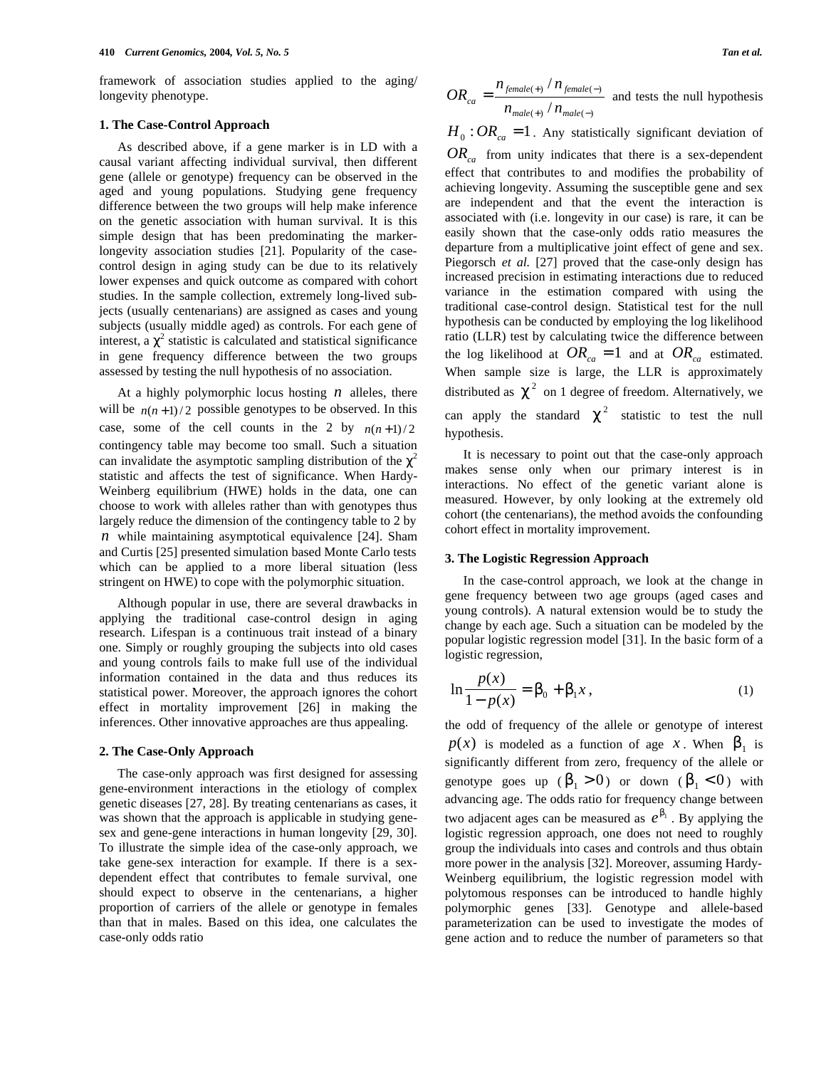framework of association studies applied to the aging/ longevity phenotype.

### 1. The Case-Control Approach

As described above, if a gene marker is in LD with a causal variant affecting individual survival, then different gene (allele or genotype) frequency can be observed in the aged and young populations. Studying gene frequency difference between the two groups will help make inference on the genetic association with human survival. It is this simple design that has been predominating the marker-longevity association studies [21]. Popularity of the case-control design in aging study can be due to its relatively lower expenses and quick outcome as compared with cohort studies. In the sample collection, extremely long-lived subjects (usually centenarians) are assigned as cases and young subjects (usually middle aged) as controls. For each gene of interest, a $\chi^2$ statistic is calculated and statistical significance in gene frequency difference between the two groups assessed by testing the null hypothesis of no association.

At a highly polymorphic locus hosting $n$ alleles, there will be $n(n+1)/2$ possible genotypes to be observed. In this case, some of the cell counts in the 2 by $n(n+1)/2$ contingency table may become too small. Such a situation can invalidate the asymptotic sampling distribution of the $\chi^2$ statistic and affects the test of significance. When Hardy-Weinberg equilibrium (HWE) holds in the data, one can choose to work with alleles rather than with genotypes thus largely reduce the dimension of the contingency table to 2 by $n$ while maintaining asymptotical equivalence [24]. Sham and Curtis [25] presented simulation based Monte Carlo tests which can be applied to a more liberal situation (less stringent on HWE) to cope with the polymorphic situation.

Although popular in use, there are several drawbacks in applying the traditional case-control design in aging research. Lifespan is a continuous trait instead of a binary one. Simply or roughly grouping the subjects into old cases and young controls fails to make full use of the individual information contained in the data and thus reduces its statistical power. Moreover, the approach ignores the cohort effect in mortality improvement [26] in making the inferences. Other innovative approaches are thus appealing.

### 2. The Case-Only Approach

The case-only approach was first designed for assessing gene-environment interactions in the etiology of complex genetic diseases [27, 28]. By treating centenarians as cases, it was shown that the approach is applicable in studying gene-sex and gene-gene interactions in human longevity [29, 30]. To illustrate the simple idea of the case-only approach, we take gene-sex interaction for example. If there is a sex-dependent effect that contributes to female survival, one should expect to observe in the centenarians, a higher proportion of carriers of the allele or genotype in females than that in males. Based on this idea, one calculates the case-only odds ratio $OR_{ca} = \frac{n_{female(+)}/n_{female(-)}}{n_{male(+)}/n_{male(-)}}$ and tests the null hypothesis $H_0 : OR_{ca} = 1$. Any statistically significant deviation of $OR_{ca}$ from unity indicates that there is a sex-dependent effect that contributes to and modifies the probability of achieving longevity. Assuming the susceptible gene and sex are independent and that the event the interaction is associated with (i.e. longevity in our case) is rare, it can be easily shown that the case-only odds ratio measures the departure from a multiplicative joint effect of gene and sex. Piegorsch *et al.* [27] proved that the case-only design has increased precision in estimating interactions due to reduced variance in the estimation compared with using the traditional case-control design. Statistical test for the null hypothesis can be conducted by employing the log likelihood ratio (LLR) test by calculating twice the difference between the log likelihood at $OR_{ca} = 1$ and at $OR_{ca}$ estimated. When sample size is large, the LLR is approximately distributed as $\chi^2$ on 1 degree of freedom. Alternatively, we can apply the standard $\chi^2$ statistic to test the null hypothesis.

It is necessary to point out that the case-only approach makes sense only when our primary interest is in interactions. No effect of the genetic variant alone is measured. However, by only looking at the extremely old cohort (the centenarians), the method avoids the confounding cohort effect in mortality improvement.

### 3. The Logistic Regression Approach

In the case-control approach, we look at the change in gene frequency between two age groups (aged cases and young controls). A natural extension would be to study the change by each age. Such a situation can be modeled by the popular logistic regression model [31]. In the basic form of a logistic regression,

$$\ln \frac{p(x)}{1-p(x)} = \beta_0 + \beta_1 x, \tag{1}$$

the odd of frequency of the allele or genotype of interest $p(x)$ is modeled as a function of age $x$. When $\beta_1$ is significantly different from zero, frequency of the allele or genotype goes up ($\beta_1 > 0$) or down ($\beta_1 < 0$) with advancing age. The odds ratio for frequency change between two adjacent ages can be measured as $e^{\beta_1}$. By applying the logistic regression approach, one does not need to roughly group the individuals into cases and controls and thus obtain more power in the analysis [32]. Moreover, assuming Hardy-Weinberg equilibrium, the logistic regression model with polytomous responses can be introduced to handle highly polymorphic genes [33]. Genotype and allele-based parameterization can be used to investigate the modes of gene action and to reduce the number of parameters so that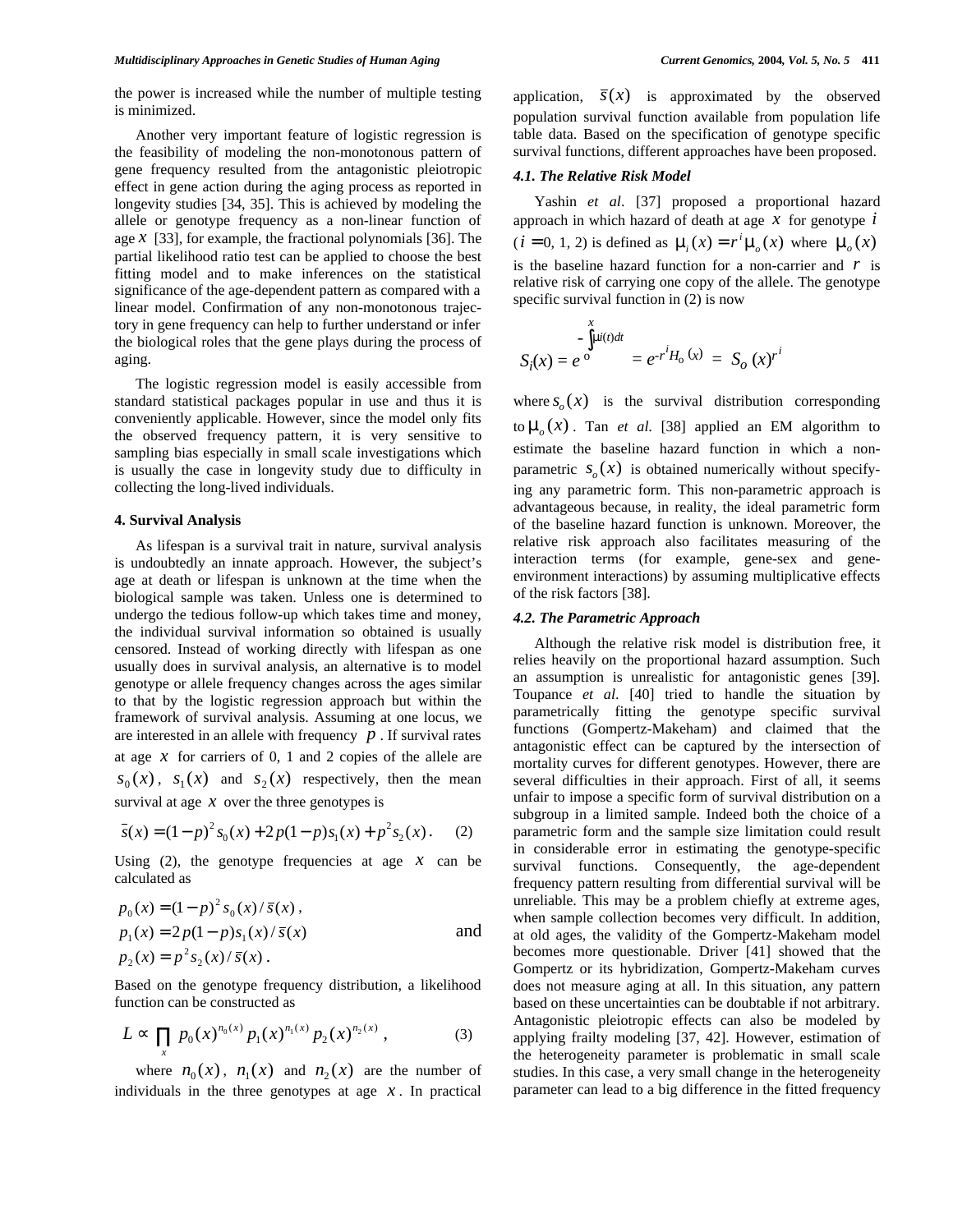the power is increased while the number of multiple testing is minimized.

Another very important feature of logistic regression is the feasibility of modeling the non-monotonous pattern of gene frequency resulted from the antagonistic pleiotropic effect in gene action during the aging process as reported in longevity studies [34, 35]. This is achieved by modeling the allele or genotype frequency as a non-linear function of age $x$ [33], for example, the fractional polynomials [36]. The partial likelihood ratio test can be applied to choose the best fitting model and to make inferences on the statistical significance of the age-dependent pattern as compared with a linear model. Confirmation of any non-monotonous trajectory in gene frequency can help to further understand or infer the biological roles that the gene plays during the process of aging.

The logistic regression model is easily accessible from standard statistical packages popular in use and thus it is conveniently applicable. However, since the model only fits the observed frequency pattern, it is very sensitive to sampling bias especially in small scale investigations which is usually the case in longevity study due to difficulty in collecting the long-lived individuals.

#### 4. Survival Analysis

As lifespan is a survival trait in nature, survival analysis is undoubtedly an innate approach. However, the subject's age at death or lifespan is unknown at the time when the biological sample was taken. Unless one is determined to undergo the tedious follow-up which takes time and money, the individual survival information so obtained is usually censored. Instead of working directly with lifespan as one usually does in survival analysis, an alternative is to model genotype or allele frequency changes across the ages similar to that by the logistic regression approach but within the framework of survival analysis. Assuming at one locus, we are interested in an allele with frequency $p$. If survival rates at age $x$ for carriers of 0, 1 and 2 copies of the allele are $s_0(x)$, $s_1(x)$ and $s_2(x)$ respectively, then the mean survival at age $x$ over the three genotypes is

$$\bar{s}(x) = (1-p)^2 s_0(x) + 2p(1-p)s_1(x) + p^2 s_2(x)\,. \qquad (2)$$

Using (2), the genotype frequencies at age $x$ can be calculated as

$$p_0(x) = (1-p)^2 s_0(x)/\bar{s}(x)\,,$$
$$p_1(x) = 2p(1-p)s_1(x)/\bar{s}(x) \qquad \text{and}$$
$$p_2(x) = p^2 s_2(x)/\bar{s}(x)\,.$$

Based on the genotype frequency distribution, a likelihood function can be constructed as

$$L \propto \prod_x p_0(x)^{n_0(x)} p_1(x)^{n_1(x)} p_2(x)^{n_2(x)}\,, \qquad (3)$$

where $n_0(x)$, $n_1(x)$ and $n_2(x)$ are the number of individuals in the three genotypes at age $x$. In practical application, $\bar{s}(x)$ is approximated by the observed population survival function available from population life table data. Based on the specification of genotype specific survival functions, different approaches have been proposed.

#### *4.1. The Relative Risk Model*

Yashin *et al*. [37] proposed a proportional hazard approach in which hazard of death at age $x$ for genotype $i$ ($i = 0, 1, 2$) is defined as $\mu_i(x) = r^i \mu_o(x)$ where $\mu_o(x)$ is the baseline hazard function for a non-carrier and $r$ is relative risk of carrying one copy of the allele. The genotype specific survival function in (2) is now

$$S_i(x) = e^{-\int_0^x \mu_i(t)dt} = e^{-r^i H_o(x)} = S_o(x)^{r^i}$$

where $s_o(x)$ is the survival distribution corresponding to $\mu_o(x)$. Tan *et al.* [38] applied an EM algorithm to estimate the baseline hazard function in which a non-parametric $s_o(x)$ is obtained numerically without specifying any parametric form. This non-parametric approach is advantageous because, in reality, the ideal parametric form of the baseline hazard function is unknown. Moreover, the relative risk approach also facilitates measuring of the interaction terms (for example, gene-sex and gene-environment interactions) by assuming multiplicative effects of the risk factors [38].

#### *4.2. The Parametric Approach*

Although the relative risk model is distribution free, it relies heavily on the proportional hazard assumption. Such an assumption is unrealistic for antagonistic genes [39]. Toupance *et al*. [40] tried to handle the situation by parametrically fitting the genotype specific survival functions (Gompertz-Makeham) and claimed that the antagonistic effect can be captured by the intersection of mortality curves for different genotypes. However, there are several difficulties in their approach. First of all, it seems unfair to impose a specific form of survival distribution on a subgroup in a limited sample. Indeed both the choice of a parametric form and the sample size limitation could result in considerable error in estimating the genotype-specific survival functions. Consequently, the age-dependent frequency pattern resulting from differential survival will be unreliable. This may be a problem chiefly at extreme ages, when sample collection becomes very difficult. In addition, at old ages, the validity of the Gompertz-Makeham model becomes more questionable. Driver [41] showed that the Gompertz or its hybridization, Gompertz-Makeham curves does not measure aging at all. In this situation, any pattern based on these uncertainties can be doubtable if not arbitrary. Antagonistic pleiotropic effects can also be modeled by applying frailty modeling [37, 42]. However, estimation of the heterogeneity parameter is problematic in small scale studies. In this case, a very small change in the heterogeneity parameter can lead to a big difference in the fitted frequency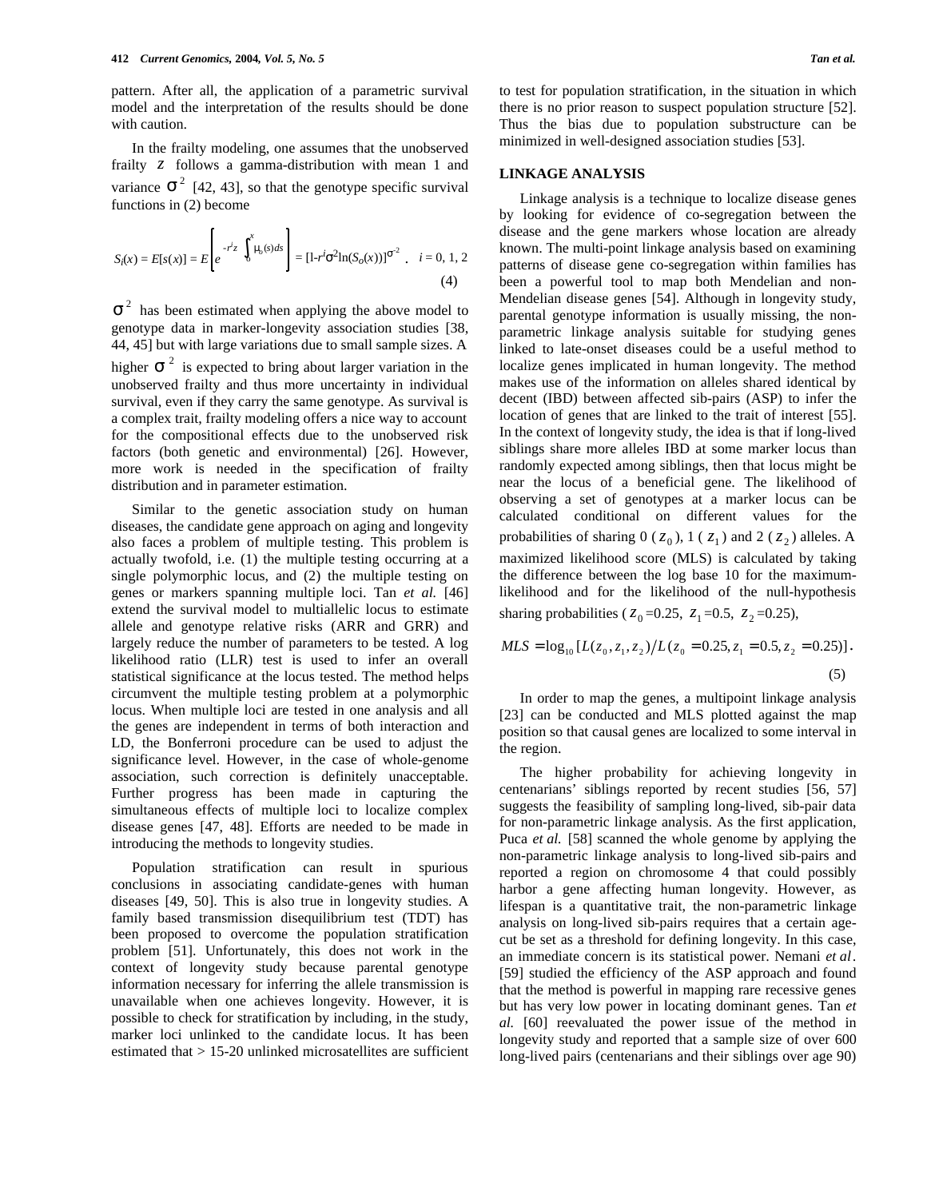pattern. After all, the application of a parametric survival model and the interpretation of the results should be done with caution.

In the frailty modeling, one assumes that the unobserved frailty $z$ follows a gamma-distribution with mean 1 and variance $\sigma^2$ [42, 43], so that the genotype specific survival functions in (2) become

$$S_i(x) = E[s(x)] = E\left[e^{-r^i z \int_0^x \mu_o(s)ds}\right] = [1 - r^i \sigma^2 \ln(S_o(x))]^{\sigma^{-2}} \quad . \quad i = 0, 1, 2 \qquad (4)$$

$\sigma^2$ has been estimated when applying the above model to genotype data in marker-longevity association studies [38, 44, 45] but with large variations due to small sample sizes. A higher $\sigma^2$ is expected to bring about larger variation in the unobserved frailty and thus more uncertainty in individual survival, even if they carry the same genotype. As survival is a complex trait, frailty modeling offers a nice way to account for the compositional effects due to the unobserved risk factors (both genetic and environmental) [26]. However, more work is needed in the specification of frailty distribution and in parameter estimation.

Similar to the genetic association study on human diseases, the candidate gene approach on aging and longevity also faces a problem of multiple testing. This problem is actually twofold, i.e. (1) the multiple testing occurring at a single polymorphic locus, and (2) the multiple testing on genes or markers spanning multiple loci. Tan *et al.* [46] extend the survival model to multiallelic locus to estimate allele and genotype relative risks (ARR and GRR) and largely reduce the number of parameters to be tested. A log likelihood ratio (LLR) test is used to infer an overall statistical significance at the locus tested. The method helps circumvent the multiple testing problem at a polymorphic locus. When multiple loci are tested in one analysis and all the genes are independent in terms of both interaction and LD, the Bonferroni procedure can be used to adjust the significance level. However, in the case of whole-genome association, such correction is definitely unacceptable. Further progress has been made in capturing the simultaneous effects of multiple loci to localize complex disease genes [47, 48]. Efforts are needed to be made in introducing the methods to longevity studies.

Population stratification can result in spurious conclusions in associating candidate-genes with human diseases [49, 50]. This is also true in longevity studies. A family based transmission disequilibrium test (TDT) has been proposed to overcome the population stratification problem [51]. Unfortunately, this does not work in the context of longevity study because parental genotype information necessary for inferring the allele transmission is unavailable when one achieves longevity. However, it is possible to check for stratification by including, in the study, marker loci unlinked to the candidate locus. It has been estimated that > 15-20 unlinked microsatellites are sufficient to test for population stratification, in the situation in which there is no prior reason to suspect population structure [52]. Thus the bias due to population substructure can be minimized in well-designed association studies [53].

## LINKAGE ANALYSIS

Linkage analysis is a technique to localize disease genes by looking for evidence of co-segregation between the disease and the gene markers whose location are already known. The multi-point linkage analysis based on examining patterns of disease gene co-segregation within families has been a powerful tool to map both Mendelian and non-Mendelian disease genes [54]. Although in longevity study, parental genotype information is usually missing, the non-parametric linkage analysis suitable for studying genes linked to late-onset diseases could be a useful method to localize genes implicated in human longevity. The method makes use of the information on alleles shared identical by decent (IBD) between affected sib-pairs (ASP) to infer the location of genes that are linked to the trait of interest [55]. In the context of longevity study, the idea is that if long-lived siblings share more alleles IBD at some marker locus than randomly expected among siblings, then that locus might be near the locus of a beneficial gene. The likelihood of observing a set of genotypes at a marker locus can be calculated conditional on different values for the probabilities of sharing 0 ($z_0$), 1 ($z_1$) and 2 ($z_2$) alleles. A maximized likelihood score (MLS) is calculated by taking the difference between the log base 10 for the maximum-likelihood and for the likelihood of the null-hypothesis sharing probabilities ($z_0$=0.25, $z_1$=0.5, $z_2$=0.25),

$$MLS = \log_{10}[L(z_0, z_1, z_2) / L(z_0 = 0.25, z_1 = 0.5, z_2 = 0.25)]. \qquad (5)$$

In order to map the genes, a multipoint linkage analysis [23] can be conducted and MLS plotted against the map position so that causal genes are localized to some interval in the region.

The higher probability for achieving longevity in centenarians' siblings reported by recent studies [56, 57] suggests the feasibility of sampling long-lived, sib-pair data for non-parametric linkage analysis. As the first application, Puca *et al.* [58] scanned the whole genome by applying the non-parametric linkage analysis to long-lived sib-pairs and reported a region on chromosome 4 that could possibly harbor a gene affecting human longevity. However, as lifespan is a quantitative trait, the non-parametric linkage analysis on long-lived sib-pairs requires that a certain age-cut be set as a threshold for defining longevity. In this case, an immediate concern is its statistical power. Nemani *et al*. [59] studied the efficiency of the ASP approach and found that the method is powerful in mapping rare recessive genes but has very low power in locating dominant genes. Tan *et al.* [60] reevaluated the power issue of the method in longevity study and reported that a sample size of over 600 long-lived pairs (centenarians and their siblings over age 90)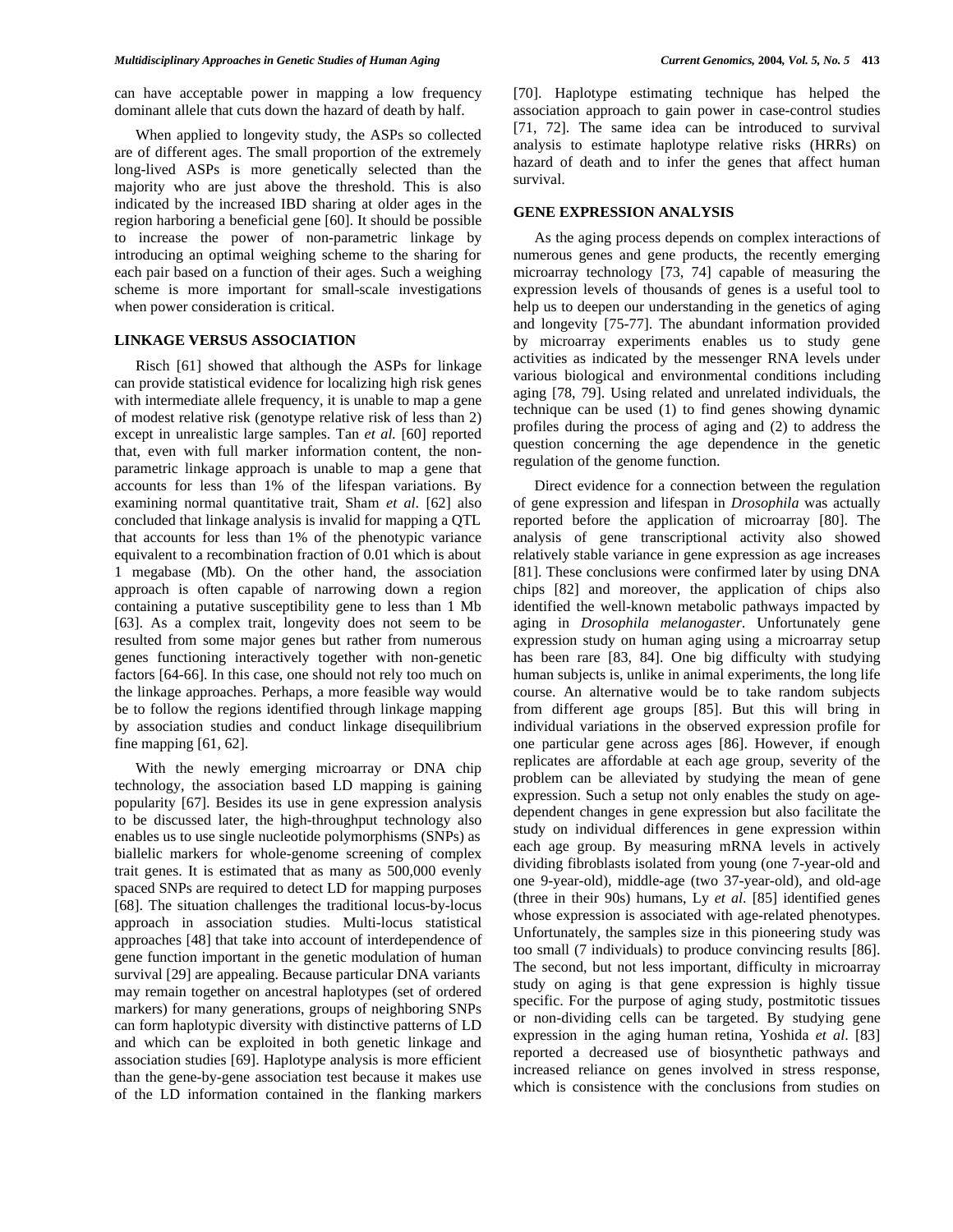can have acceptable power in mapping a low frequency dominant allele that cuts down the hazard of death by half.

When applied to longevity study, the ASPs so collected are of different ages. The small proportion of the extremely long-lived ASPs is more genetically selected than the majority who are just above the threshold. This is also indicated by the increased IBD sharing at older ages in the region harboring a beneficial gene [60]. It should be possible to increase the power of non-parametric linkage by introducing an optimal weighing scheme to the sharing for each pair based on a function of their ages. Such a weighing scheme is more important for small-scale investigations when power consideration is critical.

## LINKAGE VERSUS ASSOCIATION

Risch [61] showed that although the ASPs for linkage can provide statistical evidence for localizing high risk genes with intermediate allele frequency, it is unable to map a gene of modest relative risk (genotype relative risk of less than 2) except in unrealistic large samples. Tan *et al.* [60] reported that, even with full marker information content, the non-parametric linkage approach is unable to map a gene that accounts for less than 1% of the lifespan variations. By examining normal quantitative trait, Sham *et al*. [62] also concluded that linkage analysis is invalid for mapping a QTL that accounts for less than 1% of the phenotypic variance equivalent to a recombination fraction of 0.01 which is about 1 megabase (Mb). On the other hand, the association approach is often capable of narrowing down a region containing a putative susceptibility gene to less than 1 Mb [63]. As a complex trait, longevity does not seem to be resulted from some major genes but rather from numerous genes functioning interactively together with non-genetic factors [64-66]. In this case, one should not rely too much on the linkage approaches. Perhaps, a more feasible way would be to follow the regions identified through linkage mapping by association studies and conduct linkage disequilibrium fine mapping [61, 62].

With the newly emerging microarray or DNA chip technology, the association based LD mapping is gaining popularity [67]. Besides its use in gene expression analysis to be discussed later, the high-throughput technology also enables us to use single nucleotide polymorphisms (SNPs) as biallelic markers for whole-genome screening of complex trait genes. It is estimated that as many as 500,000 evenly spaced SNPs are required to detect LD for mapping purposes [68]. The situation challenges the traditional locus-by-locus approach in association studies. Multi-locus statistical approaches [48] that take into account of interdependence of gene function important in the genetic modulation of human survival [29] are appealing. Because particular DNA variants may remain together on ancestral haplotypes (set of ordered markers) for many generations, groups of neighboring SNPs can form haplotypic diversity with distinctive patterns of LD and which can be exploited in both genetic linkage and association studies [69]. Haplotype analysis is more efficient than the gene-by-gene association test because it makes use of the LD information contained in the flanking markers [70]. Haplotype estimating technique has helped the association approach to gain power in case-control studies [71, 72]. The same idea can be introduced to survival analysis to estimate haplotype relative risks (HRRs) on hazard of death and to infer the genes that affect human survival.

## GENE EXPRESSION ANALYSIS

As the aging process depends on complex interactions of numerous genes and gene products, the recently emerging microarray technology [73, 74] capable of measuring the expression levels of thousands of genes is a useful tool to help us to deepen our understanding in the genetics of aging and longevity [75-77]. The abundant information provided by microarray experiments enables us to study gene activities as indicated by the messenger RNA levels under various biological and environmental conditions including aging [78, 79]. Using related and unrelated individuals, the technique can be used (1) to find genes showing dynamic profiles during the process of aging and (2) to address the question concerning the age dependence in the genetic regulation of the genome function.

Direct evidence for a connection between the regulation of gene expression and lifespan in *Drosophila* was actually reported before the application of microarray [80]. The analysis of gene transcriptional activity also showed relatively stable variance in gene expression as age increases [81]. These conclusions were confirmed later by using DNA chips [82] and moreover, the application of chips also identified the well-known metabolic pathways impacted by aging in *Drosophila melanogaster*. Unfortunately gene expression study on human aging using a microarray setup has been rare [83, 84]. One big difficulty with studying human subjects is, unlike in animal experiments, the long life course. An alternative would be to take random subjects from different age groups [85]. But this will bring in individual variations in the observed expression profile for one particular gene across ages [86]. However, if enough replicates are affordable at each age group, severity of the problem can be alleviated by studying the mean of gene expression. Such a setup not only enables the study on age-dependent changes in gene expression but also facilitate the study on individual differences in gene expression within each age group. By measuring mRNA levels in actively dividing fibroblasts isolated from young (one 7-year-old and one 9-year-old), middle-age (two 37-year-old), and old-age (three in their 90s) humans, Ly *et al*. [85] identified genes whose expression is associated with age-related phenotypes. Unfortunately, the samples size in this pioneering study was too small (7 individuals) to produce convincing results [86]. The second, but not less important, difficulty in microarray study on aging is that gene expression is highly tissue specific. For the purpose of aging study, postmitotic tissues or non-dividing cells can be targeted. By studying gene expression in the aging human retina, Yoshida *et al*. [83] reported a decreased use of biosynthetic pathways and increased reliance on genes involved in stress response, which is consistence with the conclusions from studies on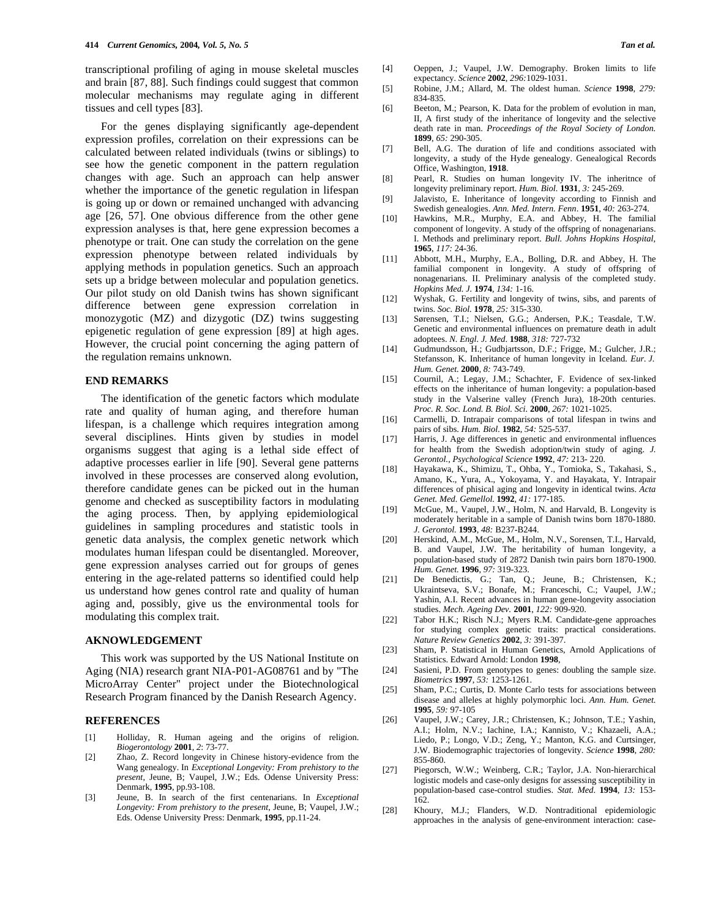transcriptional profiling of aging in mouse skeletal muscles and brain [87, 88]. Such findings could suggest that common molecular mechanisms may regulate aging in different tissues and cell types [83].

For the genes displaying significantly age-dependent expression profiles, correlation on their expressions can be calculated between related individuals (twins or siblings) to see how the genetic component in the pattern regulation changes with age. Such an approach can help answer whether the importance of the genetic regulation in lifespan is going up or down or remained unchanged with advancing age [26, 57]. One obvious difference from the other gene expression analyses is that, here gene expression becomes a phenotype or trait. One can study the correlation on the gene expression phenotype between related individuals by applying methods in population genetics. Such an approach sets up a bridge between molecular and population genetics. Our pilot study on old Danish twins has shown significant difference between gene expression correlation in monozygotic (MZ) and dizygotic (DZ) twins suggesting epigenetic regulation of gene expression [89] at high ages. However, the crucial point concerning the aging pattern of the regulation remains unknown.

## END REMARKS

The identification of the genetic factors which modulate rate and quality of human aging, and therefore human lifespan, is a challenge which requires integration among several disciplines. Hints given by studies in model organisms suggest that aging is a lethal side effect of adaptive processes earlier in life [90]. Several gene patterns involved in these processes are conserved along evolution, therefore candidate genes can be picked out in the human genome and checked as susceptibility factors in modulating the aging process. Then, by applying epidemiological guidelines in sampling procedures and statistic tools in genetic data analysis, the complex genetic network which modulates human lifespan could be disentangled. Moreover, gene expression analyses carried out for groups of genes entering in the age-related patterns so identified could help us understand how genes control rate and quality of human aging and, possibly, give us the environmental tools for modulating this complex trait.

## AKNOWLEDGEMENT

This work was supported by the US National Institute on Aging (NIA) research grant NIA-P01-AG08761 and by "The MicroArray Center" project under the Biotechnological Research Program financed by the Danish Research Agency.

## REFERENCES

[1] Holliday, R. Human ageing and the origins of religion. *Biogerontology* **2001**, *2*: 73-77.

[2] Zhao, Z. Record longevity in Chinese history-evidence from the Wang genealogy. In *Exceptional Longevity: From prehistory to the present*, Jeune, B; Vaupel, J.W.; Eds. Odense University Press: Denmark, **1995**, pp.93-108.

[3] Jeune, B. In search of the first centenarians. In *Exceptional Longevity: From prehistory to the present*, Jeune, B; Vaupel, J.W.; Eds. Odense University Press: Denmark, **1995**, pp.11-24.

[4] Oeppen, J.; Vaupel, J.W. Demography. Broken limits to life expectancy. *Science* **2002**, *296:*1029-1031.

[5] Robine, J.M.; Allard, M. The oldest human. *Science* **1998**, *279:* 834-835.

[6] Beeton, M.; Pearson, K. Data for the problem of evolution in man, II, A first study of the inheritance of longevity and the selective death rate in man. *Proceedings of the Royal Society of London.* **1899**, *65:* 290-305.

[7] Bell, A.G. The duration of life and conditions associated with longevity, a study of the Hyde genealogy. Genealogical Records Office, Washington, **1918**.

[8] Pearl, R. Studies on human longevity IV. The inheritnce of longevity preliminary report. *Hum. Biol.* **1931**, *3:* 245-269.

[9] Jalavisto, E. Inheritance of longevity according to Finnish and Swedish genealogies. *Ann. Med. Intern. Fenn*. **1951**, *40:* 263-274.

[10] Hawkins, M.R., Murphy, E.A. and Abbey, H. The familial component of longevity. A study of the offspring of nonagenarians. I. Methods and preliminary report. *Bull. Johns Hopkins Hospital*, **1965**, *117:* 24-36.

[11] Abbott, M.H., Murphy, E.A., Bolling, D.R. and Abbey, H. The familial component in longevity. A study of offspring of nonagenarians. II. Preliminary analysis of the completed study. *Hopkins Med. J.* **1974**, *134:* 1-16.

[12] Wyshak, G. Fertility and longevity of twins, sibs, and parents of twins. *Soc. Biol.* **1978**, *25:* 315-330.

[13] Sørensen, T.I.; Nielsen, G.G.; Andersen, P.K.; Teasdale, T.W. Genetic and environmental influences on premature death in adult adoptees. *N. Engl. J. Med*. **1988**, *318:* 727-732

[14] Gudmundsson, H.; Gudbjartsson, D.F.; Frigge, M.; Gulcher, J.R.; Stefansson, K. Inheritance of human longevity in Iceland. *Eur. J. Hum. Genet.* **2000**, *8:* 743-749.

[15] Cournil, A.; Legay, J.M.; Schachter, F. Evidence of sex-linked effects on the inheritance of human longevity: a population-based study in the Valserine valley (French Jura), 18-20th centuries. *Proc. R. Soc. Lond. B. Biol. Sci.* **2000**, *267:* 1021-1025.

[16] Carmelli, D. Intrapair comparisons of total lifespan in twins and pairs of sibs. *Hum. Biol.* **1982**, *54:* 525-537.

[17] Harris, J. Age differences in genetic and environmental influences for health from the Swedish adoption/twin study of aging. *J. Gerontol., Psychological Science* **1992**, *47:* 213- 220.

[18] Hayakawa, K., Shimizu, T., Ohba, Y., Tomioka, S., Takahasi, S., Amano, K., Yura, A., Yokoyama, Y. and Hayakata, Y. Intrapair differences of phisical aging and longevity in identical twins. *Acta Genet. Med. Gemellol.* **1992**, *41:* 177-185.

[19] McGue, M., Vaupel, J.W., Holm, N. and Harvald, B. Longevity is moderately heritable in a sample of Danish twins born 1870-1880. *J. Gerontol.* **1993**, *48:* B237-B244.

[20] Herskind, A.M., McGue, M., Holm, N.V., Sorensen, T.I., Harvald, B. and Vaupel, J.W. The heritability of human longevity, a population-based study of 2872 Danish twin pairs born 1870-1900. *Hum. Genet.* **1996**, *97:* 319-323.

[21] De Benedictis, G.; Tan, Q.; Jeune, B.; Christensen, K.; Ukraintseva, S.V.; Bonafe, M.; Franceschi, C.; Vaupel, J.W.; Yashin, A.I. Recent advances in human gene-longevity association studies. *Mech. Ageing Dev.* **2001**, *122:* 909-920.

[22] Tabor H.K.; Risch N.J.; Myers R.M. Candidate-gene approaches for studying complex genetic traits: practical considerations. *Nature Review Genetics* **2002**, *3:* 391-397.

[23] Sham, P. Statistical in Human Genetics, Arnold Applications of Statistics. Edward Arnold: London **1998**,

[24] Sasieni, P.D. From genotypes to genes: doubling the sample size. *Biometrics* **1997**, *53:* 1253-1261.

[25] Sham, P.C.; Curtis, D. Monte Carlo tests for associations between disease and alleles at highly polymorphic loci. *Ann. Hum. Genet.* **1995**, *59:* 97-105

[26] Vaupel, J.W.; Carey, J.R.; Christensen, K.; Johnson, T.E.; Yashin, A.I.; Holm, N.V.; Iachine, I.A.; Kannisto, V.; Khazaeli, A.A.; Liedo, P.; Longo, V.D.; Zeng, Y.; Manton, K.G. and Curtsinger, J.W. Biodemographic trajectories of longevity. *Science* **1998**, *280:* 855-860.

[27] Piegorsch, W.W.; Weinberg, C.R.; Taylor, J.A. Non-hierarchical logistic models and case-only designs for assessing susceptibility in population-based case-control studies. *Stat. Med.* **1994**, *13:* 153-162.

[28] Khoury, M.J.; Flanders, W.D. Nontraditional epidemiologic approaches in the analysis of gene-environment interaction: case-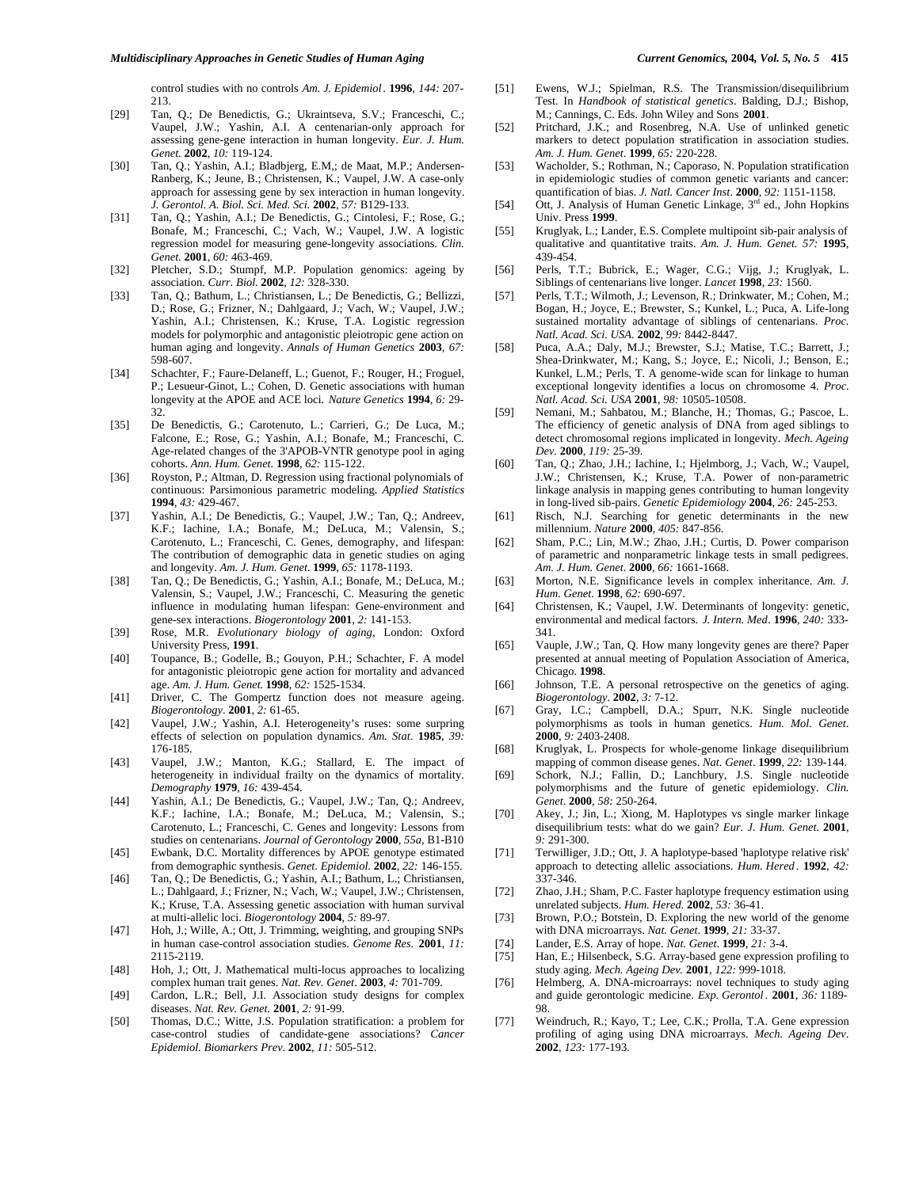control studies with no controls *Am. J. Epidemiol*. **1996**, *144:* 207-213.

[29] Tan, Q.; De Benedictis, G.; Ukraintseva, S.V.; Franceschi, C.; Vaupel, J.W.; Yashin, A.I. A centenarian-only approach for assessing gene-gene interaction in human longevity. *Eur. J. Hum. Genet.* **2002**, *10:* 119-124.

[30] Tan, Q.; Yashin, A.I.; Bladbjerg, E.M,; de Maat, M.P.; Andersen-Ranberg, K.; Jeune, B.; Christensen, K.; Vaupel, J.W. A case-only approach for assessing gene by sex interaction in human longevity. *J. Gerontol. A. Biol. Sci. Med. Sci.* **2002**, *57:* B129-133.

[31] Tan, Q.; Yashin, A.I.; De Benedictis, G.; Cintolesi, F.; Rose, G.; Bonafe, M.; Franceschi, C.; Vach, W.; Vaupel, J.W. A logistic regression model for measuring gene-longevity associations. *Clin. Genet.* **2001**, *60:* 463-469.

[32] Pletcher, S.D.; Stumpf, M.P. Population genomics: ageing by association. *Curr. Biol.* **2002**, *12:* 328-330.

[33] Tan, Q.; Bathum, L.; Christiansen, L.; De Benedictis, G.; Bellizzi, D.; Rose, G.; Frizner, N.; Dahlgaard, J.; Vach, W.; Vaupel, J.W.; Yashin, A.I.; Christensen, K.; Kruse, T.A. Logistic regression models for polymorphic and antagonistic pleiotropic gene action on human aging and longevity. *Annals of Human Genetics* **2003**, *67:* 598-607.

[34] Schachter, F.; Faure-Delaneff, L.; Guenot, F.; Rouger, H.; Froguel, P.; Lesueur-Ginot, L.; Cohen, D. Genetic associations with human longevity at the APOE and ACE loci. *Nature Genetics* **1994**, *6:* 29-32.

[35] De Benedictis, G.; Carotenuto, L.; Carrieri, G.; De Luca, M.; Falcone, E.; Rose, G.; Yashin, A.I.; Bonafe, M.; Franceschi, C. Age-related changes of the 3'APOB-VNTR genotype pool in aging cohorts. *Ann. Hum. Genet.* **1998**, *62:* 115-122.

[36] Royston, P.; Altman, D. Regression using fractional polynomials of continuous: Parsimonious parametric modeling. *Applied Statistics* **1994**, *43:* 429-467.

[37] Yashin, A.I.; De Benedictis, G.; Vaupel, J.W.; Tan, Q.; Andreev, K.F.; Iachine, I.A.; Bonafe, M.; DeLuca, M.; Valensin, S.; Carotenuto, L.; Franceschi, C. Genes, demography, and lifespan: The contribution of demographic data in genetic studies on aging and longevity. *Am. J. Hum. Genet.* **1999**, *65:* 1178-1193.

[38] Tan, Q.; De Benedictis, G.; Yashin, A.I.; Bonafe, M.; DeLuca, M.; Valensin, S.; Vaupel, J.W.; Franceschi, C. Measuring the genetic influence in modulating human lifespan: Gene-environment and gene-sex interactions. *Biogerontology* **2001**, *2:* 141-153.

[39] Rose, M.R. *Evolutionary biology of aging*, London: Oxford University Press, **1991**.

[40] Toupance, B.; Godelle, B.; Gouyon, P.H.; Schachter, F. A model for antagonistic pleiotropic gene action for mortality and advanced age. *Am. J. Hum. Genet.* **1998**, *62:* 1525-1534.

[41] Driver, C. The Gompertz function does not measure ageing. *Biogerontology*. **2001**, *2:* 61-65.

[42] Vaupel, J.W.; Yashin, A.I. Heterogeneity's ruses: some surpring effects of selection on population dynamics. *Am. Stat.* **1985**, *39:* 176-185.

[43] Vaupel, J.W.; Manton, K.G.; Stallard, E. The impact of heterogeneity in individual frailty on the dynamics of mortality. *Demography* **1979**, *16:* 439-454.

[44] Yashin, A.I.; De Benedictis, G.; Vaupel, J.W.; Tan, Q.; Andreev, K.F.; Iachine, I.A.; Bonafe, M.; DeLuca, M.; Valensin, S.; Carotenuto, L.; Franceschi, C. Genes and longevity: Lessons from studies on centenarians. *Journal of Gerontology* **2000**, *55a*, B1-B10

[45] Ewbank, D.C. Mortality differences by APOE genotype estimated from demographic synthesis. *Genet. Epidemiol.* **2002**, *22:* 146-155.

[46] Tan, Q.; De Benedictis, G.; Yashin, A.I.; Bathum, L.; Christiansen, L.; Dahlgaard, J.; Frizner, N.; Vach, W.; Vaupel, J.W.; Christensen, K.; Kruse, T.A. Assessing genetic association with human survival at multi-allelic loci. *Biogerontology* **2004**, *5:* 89-97.

[47] Hoh, J.; Wille, A.; Ott, J. Trimming, weighting, and grouping SNPs in human case-control association studies. *Genome Res.* **2001**, *11:* 2115-2119.

[48] Hoh, J.; Ott, J. Mathematical multi-locus approaches to localizing complex human trait genes. *Nat. Rev. Genet*. **2003**, *4:* 701-709.

[49] Cardon, L.R.; Bell, J.I. Association study designs for complex diseases. *Nat. Rev. Genet.* **2001**, *2:* 91-99.

[50] Thomas, D.C.; Witte, J.S. Population stratification: a problem for case-control studies of candidate-gene associations? *Cancer Epidemiol. Biomarkers Prev*. **2002**, *11:* 505-512.

[51] Ewens, W.J.; Spielman, R.S. The Transmission/disequilibrium Test. In *Handbook of statistical genetics*. Balding, D.J.; Bishop, M.; Cannings, C. Eds. John Wiley and Sons **2001**.

[52] Pritchard, J.K.; and Rosenbreg, N.A. Use of unlinked genetic markers to detect population stratification in association studies. *Am. J. Hum. Genet.* **1999**, *65:* 220-228.

[53] Wacholder, S.; Rothman, N.; Caporaso, N. Population stratification in epidemiologic studies of common genetic variants and cancer: quantification of bias. *J. Natl. Cancer Inst*. **2000**, *92:* 1151-1158.

[54] Ott, J. Analysis of Human Genetic Linkage, 3rd ed., John Hopkins Univ. Press **1999**.

[55] Kruglyak, L.; Lander, E.S. Complete multipoint sib-pair analysis of qualitative and quantitative traits. *Am. J. Hum. Genet. 57:* **1995**, 439-454.

[56] Perls, T.T.; Bubrick, E.; Wager, C.G.; Vijg, J.; Kruglyak, L. Siblings of centenarians live longer. *Lancet* **1998**, *23:* 1560.

[57] Perls, T.T.; Wilmoth, J.; Levenson, R.; Drinkwater, M.; Cohen, M.; Bogan, H.; Joyce, E.; Brewster, S.; Kunkel, L.; Puca, A. Life-long sustained mortality advantage of siblings of centenarians. *Proc. Natl. Acad. Sci. USA.* **2002**, *99:* 8442-8447.

[58] Puca, A.A.; Daly, M.J.; Brewster, S.J.; Matise, T.C.; Barrett, J.; Shea-Drinkwater, M.; Kang, S.; Joyce, E.; Nicoli, J.; Benson, E.; Kunkel, L.M.; Perls, T. A genome-wide scan for linkage to human exceptional longevity identifies a locus on chromosome 4. *Proc. Natl. Acad. Sci. USA* **2001**, *98:* 10505-10508.

[59] Nemani, M.; Sahbatou, M.; Blanche, H.; Thomas, G.; Pascoe, L. The efficiency of genetic analysis of DNA from aged siblings to detect chromosomal regions implicated in longevity. *Mech. Ageing Dev.* **2000**, *119:* 25-39.

[60] Tan, Q.; Zhao, J.H.; Iachine, I.; Hjelmborg, J.; Vach, W.; Vaupel, J.W.; Christensen, K.; Kruse, T.A. Power of non-parametric linkage analysis in mapping genes contributing to human longevity in long-lived sib-pairs. *Genetic Epidemiology* **2004**, *26:* 245-253.

[61] Risch, N.J. Searching for genetic determinants in the new millennium. *Nature* **2000**, *405:* 847-856.

[62] Sham, P.C.; Lin, M.W.; Zhao, J.H.; Curtis, D. Power comparison of parametric and nonparametric linkage tests in small pedigrees. *Am. J. Hum. Genet.* **2000**, *66:* 1661-1668.

[63] Morton, N.E. Significance levels in complex inheritance. *Am. J. Hum. Genet.* **1998**, *62:* 690-697.

[64] Christensen, K.; Vaupel, J.W. Determinants of longevity: genetic, environmental and medical factors. *J. Intern. Med*. **1996**, *240:* 333-341.

[65] Vauple, J.W.; Tan, Q. How many longevity genes are there? Paper presented at annual meeting of Population Association of America, Chicago. **1998**.

[66] Johnson, T.E. A personal retrospective on the genetics of aging. *Biogerontology*. **2002**, *3:* 7-12.

[67] Gray, I.C.; Campbell, D.A.; Spurr, N.K. Single nucleotide polymorphisms as tools in human genetics. *Hum. Mol. Genet*. **2000**, *9:* 2403-2408.

[68] Kruglyak, L. Prospects for whole-genome linkage disequilibrium mapping of common disease genes. *Nat. Genet*. **1999**, *22:* 139-144.

[69] Schork, N.J.; Fallin, D.; Lanchbury, J.S. Single nucleotide polymorphisms and the future of genetic epidemiology. *Clin. Genet*. **2000**, *58:* 250-264.

[70] Akey, J.; Jin, L.; Xiong, M. Haplotypes vs single marker linkage disequilibrium tests: what do we gain? *Eur. J. Hum. Genet.* **2001**, *9:* 291-300.

[71] Terwilliger, J.D.; Ott, J. A haplotype-based 'haplotype relative risk' approach to detecting allelic associations. *Hum. Hered*. **1992**, *42:* 337-346.

[72] Zhao, J.H.; Sham, P.C. Faster haplotype frequency estimation using unrelated subjects. *Hum. Hered.* **2002**, *53:* 36-41.

[73] Brown, P.O.; Botstein, D. Exploring the new world of the genome with DNA microarrays. *Nat. Genet*. **1999**, *21:* 33-37.

[74] Lander, E.S. Array of hope. *Nat. Genet*. **1999**, *21:* 3-4.

[75] Han, E.; Hilsenbeck, S.G. Array-based gene expression profiling to study aging. *Mech. Ageing Dev.* **2001**, *122:* 999-1018.

[76] Helmberg, A. DNA-microarrays: novel techniques to study aging and guide gerontologic medicine. *Exp. Gerontol*. **2001**, *36:* 1189-98.

[77] Weindruch, R.; Kayo, T.; Lee, C.K.; Prolla, T.A. Gene expression profiling of aging using DNA microarrays. *Mech. Ageing Dev*. **2002**, *123:* 177-193.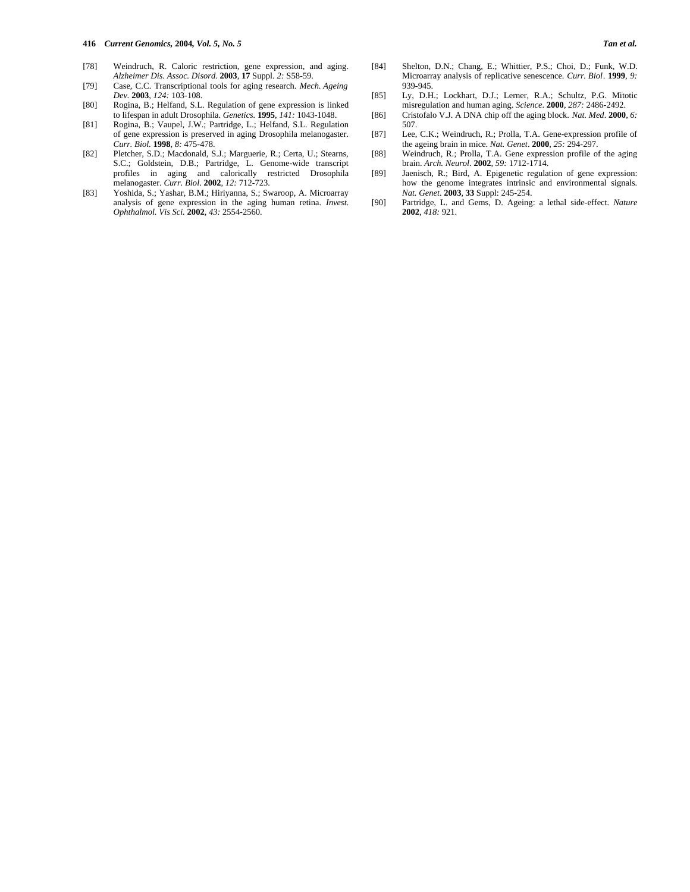[78] Weindruch, R. Caloric restriction, gene expression, and aging. *Alzheimer Dis. Assoc. Disord.* **2003**, **17** Suppl. *2:* S58-59.

[79] Case, C.C. Transcriptional tools for aging research. *Mech. Ageing Dev.* **2003**, *124:* 103-108.

[80] Rogina, B.; Helfand, S.L. Regulation of gene expression is linked to lifespan in adult Drosophila. *Genetics.* **1995**, *141:* 1043-1048.

[81] Rogina, B.; Vaupel, J.W.; Partridge, L.; Helfand, S.L. Regulation of gene expression is preserved in aging Drosophila melanogaster. *Curr. Biol.* **1998**, *8:* 475-478.

[82] Pletcher, S.D.; Macdonald, S.J.; Marguerie, R.; Certa, U.; Stearns, S.C.; Goldstein, D.B.; Partridge, L. Genome-wide transcript profiles in aging and calorically restricted Drosophila melanogaster. *Curr. Biol*. **2002**, *12:* 712-723.

[83] Yoshida, S.; Yashar, B.M.; Hiriyanna, S.; Swaroop, A. Microarray analysis of gene expression in the aging human retina. *Invest. Ophthalmol. Vis Sci.* **2002**, *43:* 2554-2560.

[84] Shelton, D.N.; Chang, E.; Whittier, P.S.; Choi, D.; Funk, W.D. Microarray analysis of replicative senescence. *Curr. Biol*. **1999**, *9:* 939-945.

[85] Ly, D.H.; Lockhart, D.J.; Lerner, R.A.; Schultz, P.G. Mitotic misregulation and human aging. *Science*. **2000**, *287:* 2486-2492.

[86] Cristofalo V.J. A DNA chip off the aging block. *Nat. Med*. **2000**, *6:* 507.

[87] Lee, C.K.; Weindruch, R.; Prolla, T.A. Gene-expression profile of the ageing brain in mice. *Nat. Genet*. **2000**, *25:* 294-297.

[88] Weindruch, R.; Prolla, T.A. Gene expression profile of the aging brain. *Arch. Neurol*. **2002**, *59:* 1712-1714.

[89] Jaenisch, R.; Bird, A. Epigenetic regulation of gene expression: how the genome integrates intrinsic and environmental signals. *Nat. Genet*. **2003**, **33** Suppl: 245-254.

[90] Partridge, L. and Gems, D. Ageing: a lethal side-effect. *Nature* **2002**, *418:* 921.